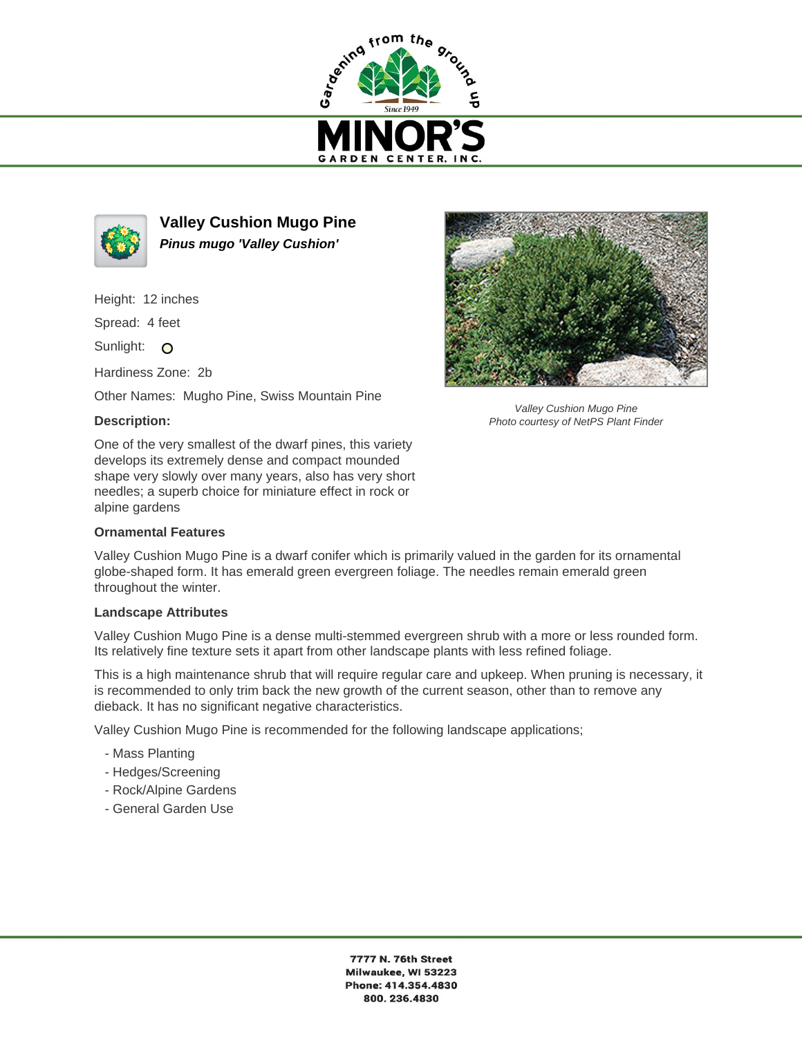# Valley Cushion Mugo Pine

***Pinus mugo 'Valley Cushion'***

Height: 12 inches

Spread: 4 feet

Sunlight: O

Hardiness Zone: 2b

Other Names: Mugho Pine, Swiss Mountain Pine

*Valley Cushion Mugo Pine*
*Photo courtesy of NetPS Plant Finder*

**Description:**

One of the very smallest of the dwarf pines, this variety develops its extremely dense and compact mounded shape very slowly over many years, also has very short needles; a superb choice for miniature effect in rock or alpine gardens

**Ornamental Features**

Valley Cushion Mugo Pine is a dwarf conifer which is primarily valued in the garden for its ornamental globe-shaped form. It has emerald green evergreen foliage. The needles remain emerald green throughout the winter.

**Landscape Attributes**

Valley Cushion Mugo Pine is a dense multi-stemmed evergreen shrub with a more or less rounded form. Its relatively fine texture sets it apart from other landscape plants with less refined foliage.

This is a high maintenance shrub that will require regular care and upkeep. When pruning is necessary, it is recommended to only trim back the new growth of the current season, other than to remove any dieback. It has no significant negative characteristics.

Valley Cushion Mugo Pine is recommended for the following landscape applications;

- Mass Planting
- Hedges/Screening
- Rock/Alpine Gardens
- General Garden Use

**7777 N. 76th Street**
**Milwaukee, WI 53223**
**Phone: 414.354.4830**
**800. 236.4830**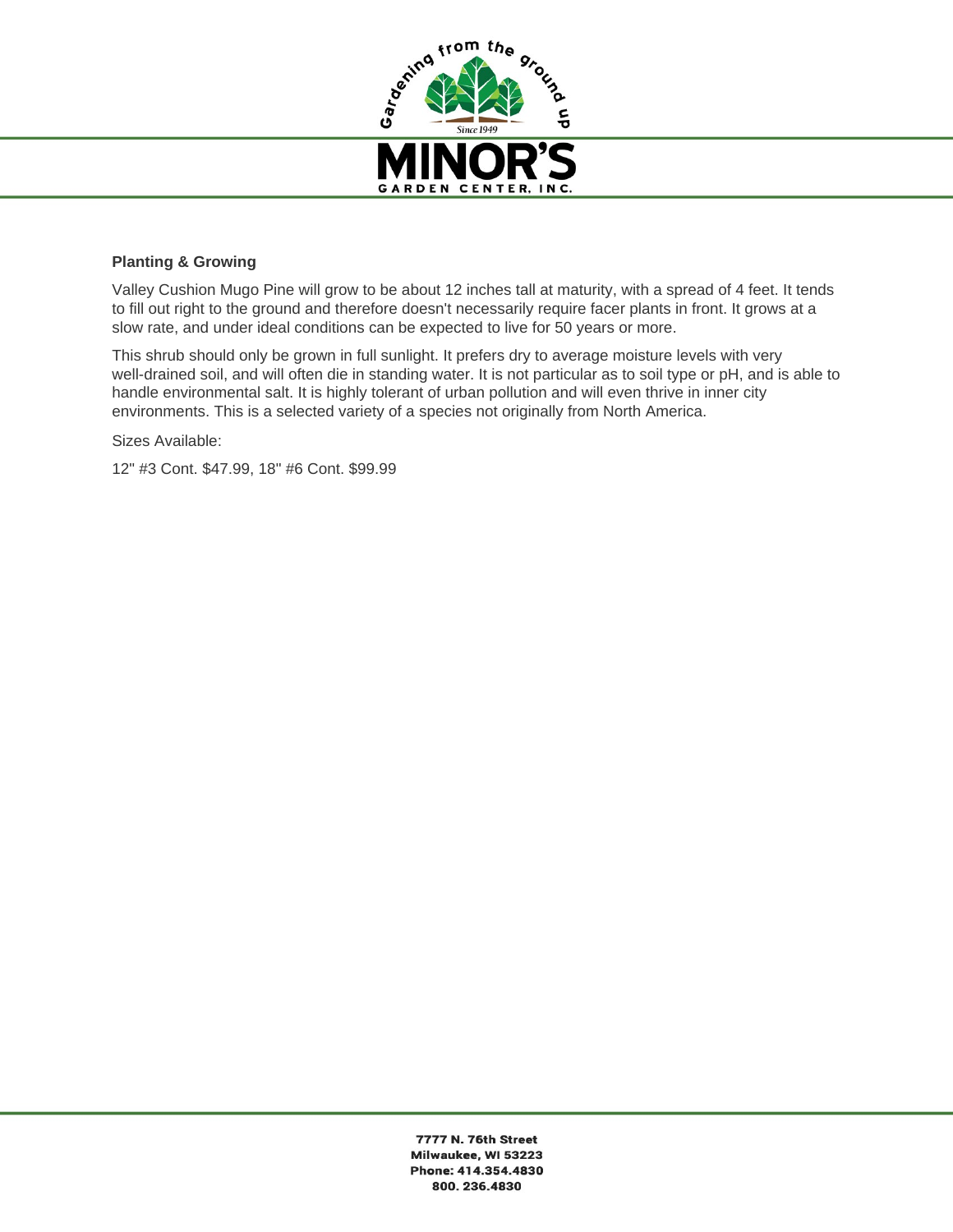**Planting & Growing**

Valley Cushion Mugo Pine will grow to be about 12 inches tall at maturity, with a spread of 4 feet. It tends to fill out right to the ground and therefore doesn't necessarily require facer plants in front. It grows at a slow rate, and under ideal conditions can be expected to live for 50 years or more.

This shrub should only be grown in full sunlight. It prefers dry to average moisture levels with very well-drained soil, and will often die in standing water. It is not particular as to soil type or pH, and is able to handle environmental salt. It is highly tolerant of urban pollution and will even thrive in inner city environments. This is a selected variety of a species not originally from North America.

Sizes Available:

12" #3 Cont. $47.99, 18" #6 Cont. $99.99